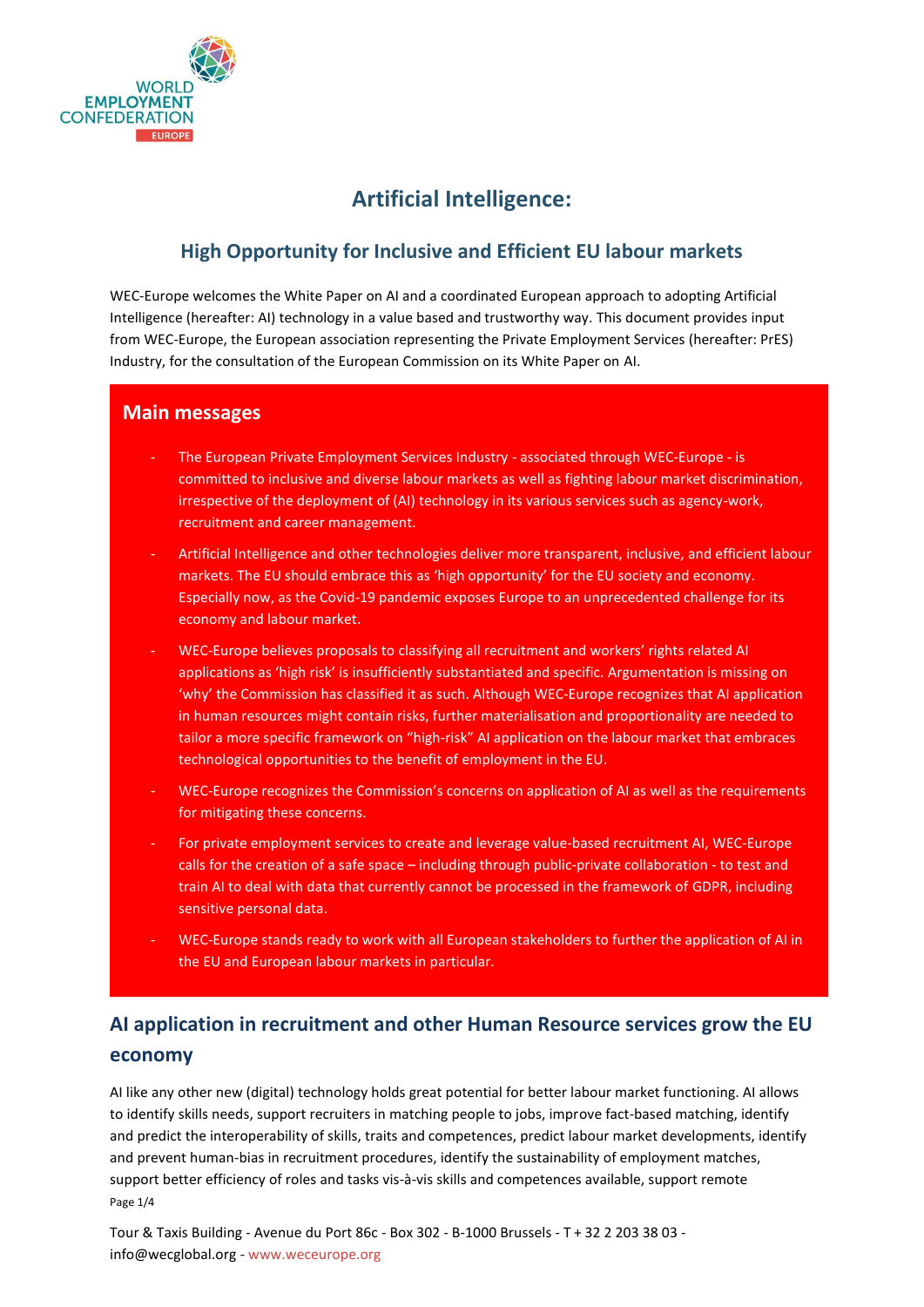# Artificial Intelligence:

## High Opportunity for Inclusive and Efficient EU labour markets

WEC-Europe welcomes the White Paper on AI and a coordinated European approach to adopting Artificial Intelligence (hereafter: AI) technology in a value based and trustworthy way. This document provides input from WEC-Europe, the European association representing the Private Employment Services (hereafter: PrES) Industry, for the consultation of the European Commission on its White Paper on AI.

### Main messages

- The European Private Employment Services Industry - associated through WEC-Europe - is committed to inclusive and diverse labour markets as well as fighting labour market discrimination, irrespective of the deployment of (AI) technology in its various services such as agency-work, recruitment and career management.
- Artificial Intelligence and other technologies deliver more transparent, inclusive, and efficient labour markets. The EU should embrace this as 'high opportunity' for the EU society and economy. Especially now, as the Covid-19 pandemic exposes Europe to an unprecedented challenge for its economy and labour market.
- WEC-Europe believes proposals to classifying all recruitment and workers' rights related AI applications as 'high risk' is insufficiently substantiated and specific. Argumentation is missing on 'why' the Commission has classified it as such. Although WEC-Europe recognizes that AI application in human resources might contain risks, further materialisation and proportionality are needed to tailor a more specific framework on "high-risk" AI application on the labour market that embraces technological opportunities to the benefit of employment in the EU.
- WEC-Europe recognizes the Commission's concerns on application of AI as well as the requirements for mitigating these concerns.
- For private employment services to create and leverage value-based recruitment AI, WEC-Europe calls for the creation of a safe space – including through public-private collaboration - to test and train AI to deal with data that currently cannot be processed in the framework of GDPR, including sensitive personal data.
- WEC-Europe stands ready to work with all European stakeholders to further the application of AI in the EU and European labour markets in particular.

## AI application in recruitment and other Human Resource services grow the EU economy

AI like any other new (digital) technology holds great potential for better labour market functioning. AI allows to identify skills needs, support recruiters in matching people to jobs, improve fact-based matching, identify and predict the interoperability of skills, traits and competences, predict labour market developments, identify and prevent human-bias in recruitment procedures, identify the sustainability of employment matches, support better efficiency of roles and tasks vis-à-vis skills and competences available, support remote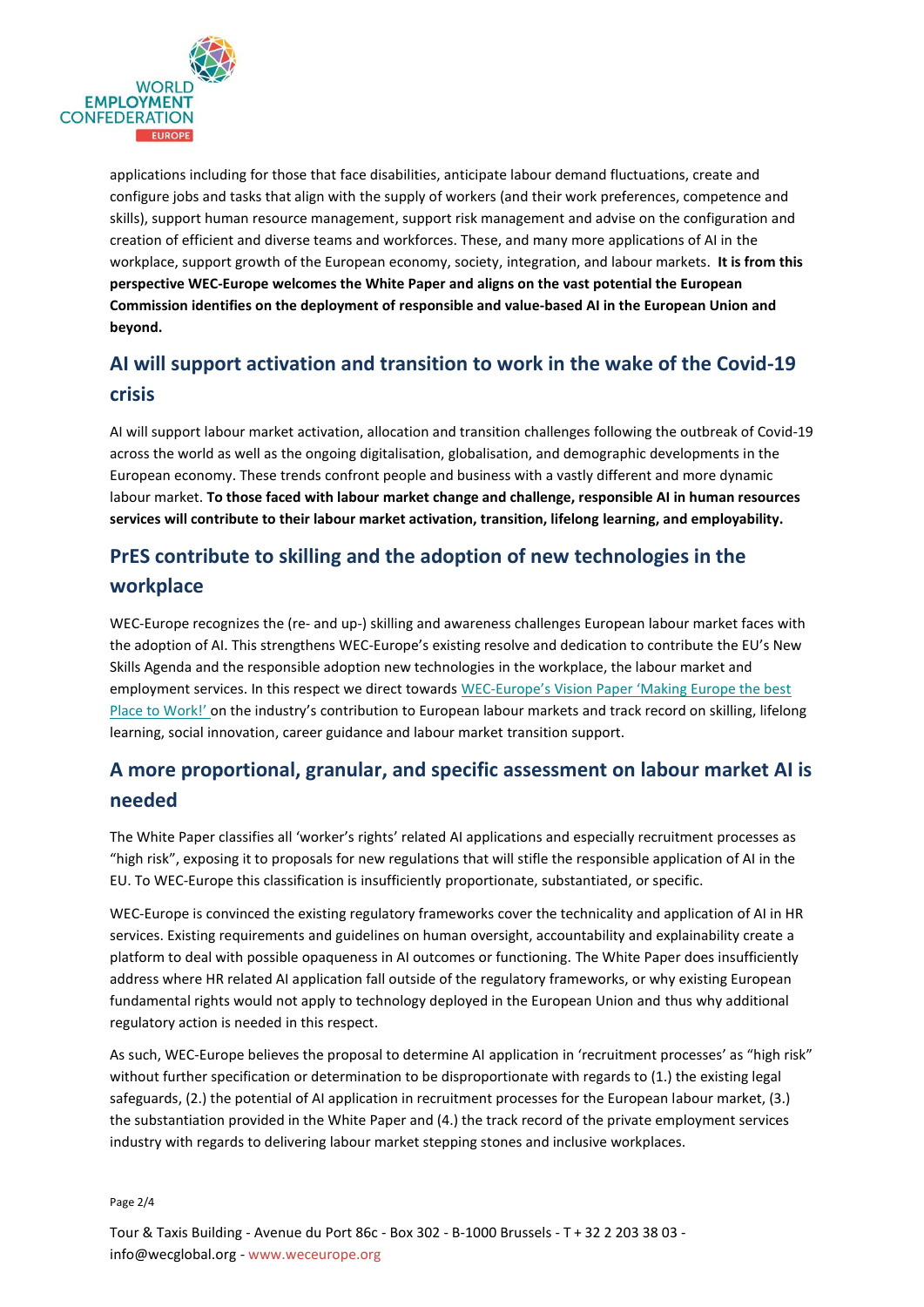applications including for those that face disabilities, anticipate labour demand fluctuations, create and configure jobs and tasks that align with the supply of workers (and their work preferences, competence and skills), support human resource management, support risk management and advise on the configuration and creation of efficient and diverse teams and workforces. These, and many more applications of AI in the workplace, support growth of the European economy, society, integration, and labour markets. **It is from this perspective WEC-Europe welcomes the White Paper and aligns on the vast potential the European Commission identifies on the deployment of responsible and value-based AI in the European Union and beyond.**

## AI will support activation and transition to work in the wake of the Covid-19 crisis

AI will support labour market activation, allocation and transition challenges following the outbreak of Covid-19 across the world as well as the ongoing digitalisation, globalisation, and demographic developments in the European economy. These trends confront people and business with a vastly different and more dynamic labour market. **To those faced with labour market change and challenge, responsible AI in human resources services will contribute to their labour market activation, transition, lifelong learning, and employability.**

## PrES contribute to skilling and the adoption of new technologies in the workplace

WEC-Europe recognizes the (re- and up-) skilling and awareness challenges European labour market faces with the adoption of AI. This strengthens WEC-Europe's existing resolve and dedication to contribute the EU's New Skills Agenda and the responsible adoption new technologies in the workplace, the labour market and employment services. In this respect we direct towards WEC-Europe's Vision Paper 'Making Europe the best Place to Work!' on the industry's contribution to European labour markets and track record on skilling, lifelong learning, social innovation, career guidance and labour market transition support.

## A more proportional, granular, and specific assessment on labour market AI is needed

The White Paper classifies all 'worker's rights' related AI applications and especially recruitment processes as "high risk", exposing it to proposals for new regulations that will stifle the responsible application of AI in the EU. To WEC-Europe this classification is insufficiently proportionate, substantiated, or specific.

WEC-Europe is convinced the existing regulatory frameworks cover the technicality and application of AI in HR services. Existing requirements and guidelines on human oversight, accountability and explainability create a platform to deal with possible opaqueness in AI outcomes or functioning. The White Paper does insufficiently address where HR related AI application fall outside of the regulatory frameworks, or why existing European fundamental rights would not apply to technology deployed in the European Union and thus why additional regulatory action is needed in this respect.

As such, WEC-Europe believes the proposal to determine AI application in 'recruitment processes' as "high risk" without further specification or determination to be disproportionate with regards to (1.) the existing legal safeguards, (2.) the potential of AI application in recruitment processes for the European labour market, (3.) the substantiation provided in the White Paper and (4.) the track record of the private employment services industry with regards to delivering labour market stepping stones and inclusive workplaces.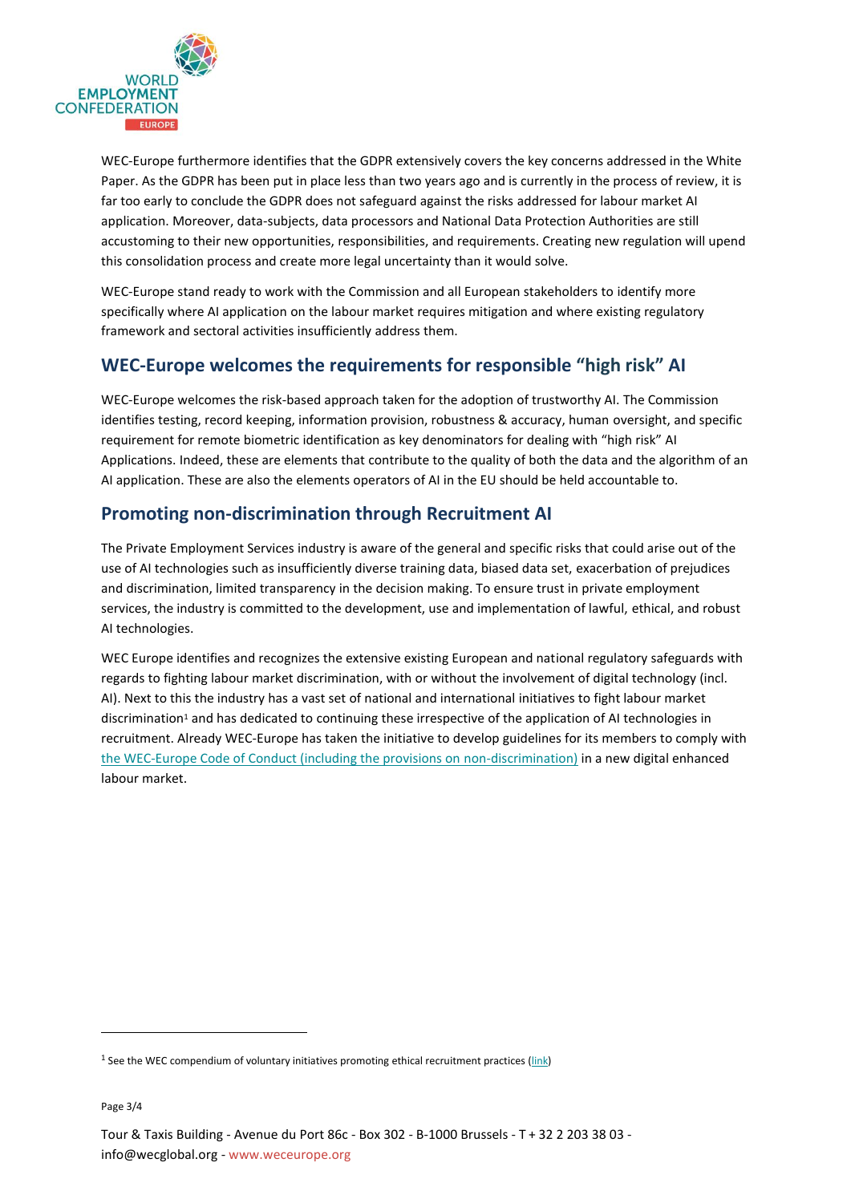WEC-Europe furthermore identifies that the GDPR extensively covers the key concerns addressed in the White Paper. As the GDPR has been put in place less than two years ago and is currently in the process of review, it is far too early to conclude the GDPR does not safeguard against the risks addressed for labour market AI application. Moreover, data-subjects, data processors and National Data Protection Authorities are still accustoming to their new opportunities, responsibilities, and requirements. Creating new regulation will upend this consolidation process and create more legal uncertainty than it would solve.

WEC-Europe stand ready to work with the Commission and all European stakeholders to identify more specifically where AI application on the labour market requires mitigation and where existing regulatory framework and sectoral activities insufficiently address them.

## WEC-Europe welcomes the requirements for responsible "high risk" AI

WEC-Europe welcomes the risk-based approach taken for the adoption of trustworthy AI. The Commission identifies testing, record keeping, information provision, robustness & accuracy, human oversight, and specific requirement for remote biometric identification as key denominators for dealing with "high risk" AI Applications. Indeed, these are elements that contribute to the quality of both the data and the algorithm of an AI application. These are also the elements operators of AI in the EU should be held accountable to.

## Promoting non-discrimination through Recruitment AI

The Private Employment Services industry is aware of the general and specific risks that could arise out of the use of AI technologies such as insufficiently diverse training data, biased data set, exacerbation of prejudices and discrimination, limited transparency in the decision making. To ensure trust in private employment services, the industry is committed to the development, use and implementation of lawful, ethical, and robust AI technologies.

WEC Europe identifies and recognizes the extensive existing European and national regulatory safeguards with regards to fighting labour market discrimination, with or without the involvement of digital technology (incl. AI). Next to this the industry has a vast set of national and international initiatives to fight labour market discrimination[1] and has dedicated to continuing these irrespective of the application of AI technologies in recruitment. Already WEC-Europe has taken the initiative to develop guidelines for its members to comply with the WEC-Europe Code of Conduct (including the provisions on non-discrimination) in a new digital enhanced labour market.

---

[1] See the WEC compendium of voluntary initiatives promoting ethical recruitment practices (link)

Tour & Taxis Building - Avenue du Port 86c - Box 302 - B-1000 Brussels - T + 32 2 203 38 03 - info@wecglobal.org - www.weceurope.org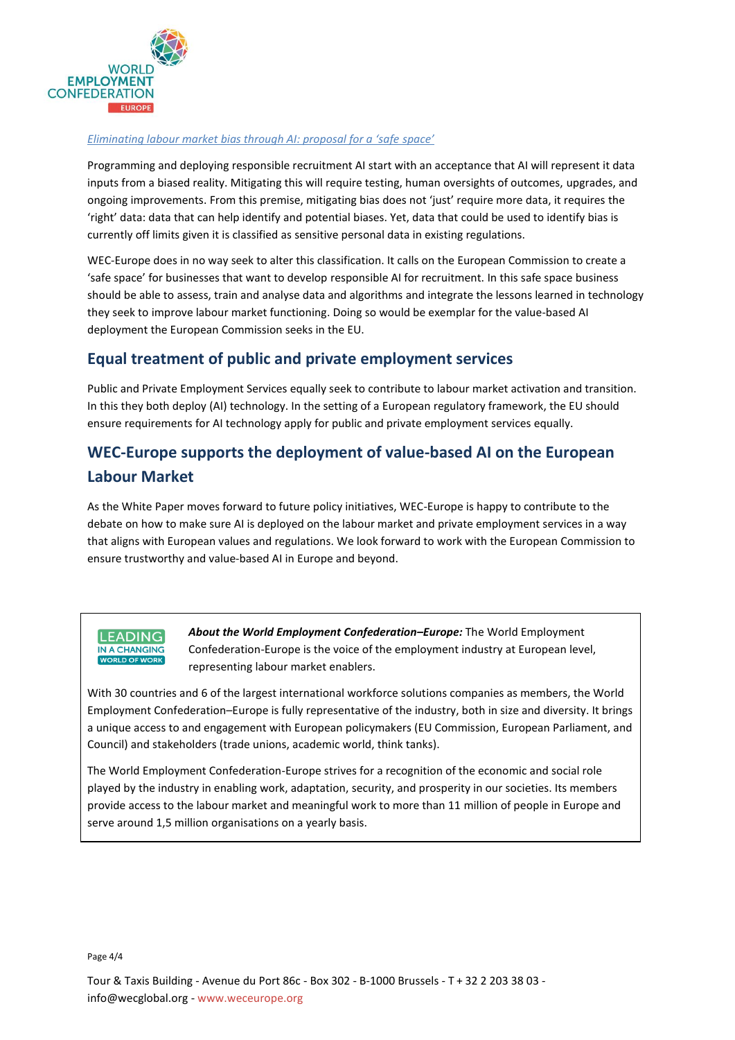*Eliminating labour market bias through AI: proposal for a 'safe space'*

Programming and deploying responsible recruitment AI start with an acceptance that AI will represent it data inputs from a biased reality. Mitigating this will require testing, human oversights of outcomes, upgrades, and ongoing improvements. From this premise, mitigating bias does not 'just' require more data, it requires the 'right' data: data that can help identify and potential biases. Yet, data that could be used to identify bias is currently off limits given it is classified as sensitive personal data in existing regulations.

WEC-Europe does in no way seek to alter this classification. It calls on the European Commission to create a 'safe space' for businesses that want to develop responsible AI for recruitment. In this safe space business should be able to assess, train and analyse data and algorithms and integrate the lessons learned in technology they seek to improve labour market functioning. Doing so would be exemplar for the value-based AI deployment the European Commission seeks in the EU.

## Equal treatment of public and private employment services

Public and Private Employment Services equally seek to contribute to labour market activation and transition. In this they both deploy (AI) technology. In the setting of a European regulatory framework, the EU should ensure requirements for AI technology apply for public and private employment services equally.

## WEC-Europe supports the deployment of value-based AI on the European Labour Market

As the White Paper moves forward to future policy initiatives, WEC-Europe is happy to contribute to the debate on how to make sure AI is deployed on the labour market and private employment services in a way that aligns with European values and regulations. We look forward to work with the European Commission to ensure trustworthy and value-based AI in Europe and beyond.

LEADING IN A CHANGING WORLD OF WORK

***About the World Employment Confederation–Europe:*** The World Employment Confederation-Europe is the voice of the employment industry at European level, representing labour market enablers.

With 30 countries and 6 of the largest international workforce solutions companies as members, the World Employment Confederation–Europe is fully representative of the industry, both in size and diversity. It brings a unique access to and engagement with European policymakers (EU Commission, European Parliament, and Council) and stakeholders (trade unions, academic world, think tanks).

The World Employment Confederation-Europe strives for a recognition of the economic and social role played by the industry in enabling work, adaptation, security, and prosperity in our societies. Its members provide access to the labour market and meaningful work to more than 11 million of people in Europe and serve around 1,5 million organisations on a yearly basis.

Tour & Taxis Building - Avenue du Port 86c - Box 302 - B-1000 Brussels - T + 32 2 203 38 03 - info@wecglobal.org - www.weceurope.org